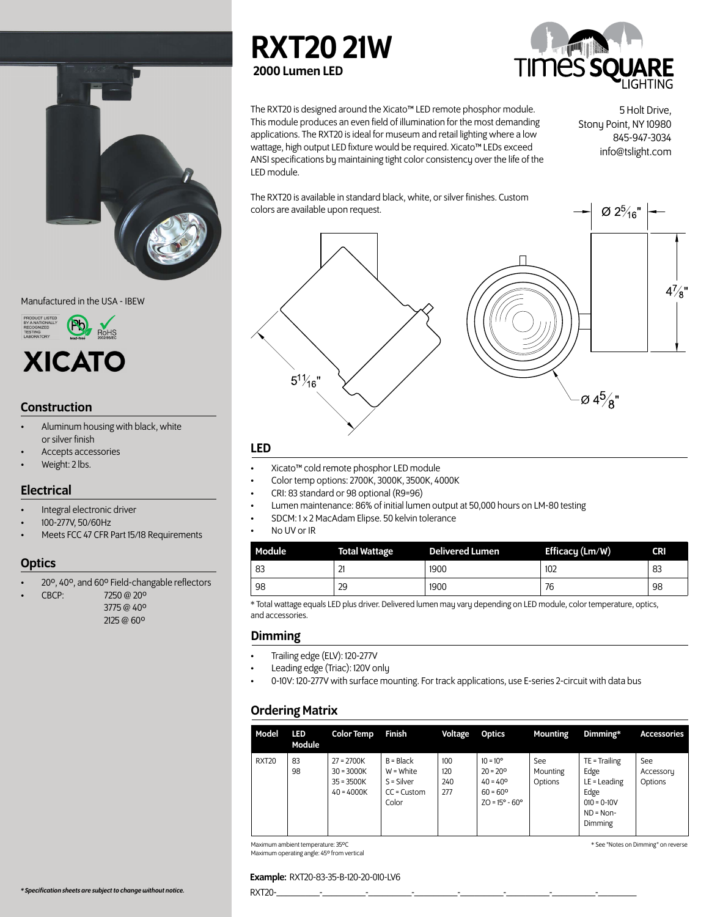# RXT20 21W

## 2000 Lumen LED

TIMES SQUARE LIGHTING

The RXT20 is designed around the Xicato™ LED remote phosphor module. This module produces an even field of illumination for the most demanding applications. The RXT20 is ideal for museum and retail lighting where a low wattage, high output LED fixture would be required. Xicato™ LEDs exceed ANSI specifications by maintaining tight color consistency over the life of the LED module.

The RXT20 is available in standard black, white, or silver finishes. Custom colors are available upon request.

5 Holt Drive,
Stony Point, NY 10980
845-947-3034
info@tslight.com

Ø 2 5/16"
4 7/8"
5 11/16"
Ø 4 5/8"

Manufactured in the USA - IBEW

PRODUCT LISTED BY A NATIONALLY RECOGNIZED TESTING LABORATORY — Pb lead-free — RoHS 2002/95/EC

XICATO

## Construction

- Aluminum housing with black, white or silver finish
- Accepts accessories
- Weight: 2 lbs.

## Electrical

- Integral electronic driver
- 100-277V, 50/60Hz
- Meets FCC 47 CFR Part 15/18 Requirements

## Optics

- 20º, 40º, and 60º Field-changable reflectors
- CBCP: 7250 @ 20º
  3775 @ 40º
  2125 @ 60º

## LED

- Xicato™ cold remote phosphor LED module
- Color temp options: 2700K, 3000K, 3500K, 4000K
- CRI: 83 standard or 98 optional (R9=96)
- Lumen maintenance: 86% of initial lumen output at 50,000 hours on LM-80 testing
- SDCM: 1 x 2 MacAdam Elipse. 50 kelvin tolerance
- No UV or IR

| Module | Total Wattage | Delivered Lumen | Efficacy (Lm/W) | CRI |
|---|---|---|---|---|
| 83 | 21 | 1900 | 102 | 83 |
| 98 | 29 | 1900 | 76 | 98 |

* Total wattage equals LED plus driver. Delivered lumen may vary depending on LED module, color temperature, optics, and accessories.

## Dimming

- Trailing edge (ELV): 120-277V
- Leading edge (Triac): 120V only
- 0-10V: 120-277V with surface mounting. For track applications, use E-series 2-circuit with data bus

## Ordering Matrix

| Model | LED Module | Color Temp | Finish | Voltage | Optics | Mounting | Dimming* | Accessories |
|---|---|---|---|---|---|---|---|---|
| RXT20 | 83<br>98 | 27 = 2700K<br>30 = 3000K<br>35 = 3500K<br>40 = 4000K | B = Black<br>W = White<br>S = Silver<br>CC = Custom Color | 100<br>120<br>240<br>277 | 10 = 10º<br>20 = 20º<br>40 = 40º<br>60 = 60º<br>ZO = 15º - 60º | See Mounting Options | TE = Trailing Edge<br>LE = Leading Edge<br>010 = 0-10V<br>ND = Non-Dimming | See Accessory Options |

Maximum ambient temperature: 35ºC
Maximum operating angle: 45º from vertical

* See "Notes on Dimming" on reverse

**Example:** RXT20-83-35-B-120-20-010-LV6

RXT20-\_\_\_\_\_\_\_\_-\_\_\_\_\_\_\_\_-\_\_\_\_\_\_\_\_-\_\_\_\_\_\_\_\_-\_\_\_\_\_\_\_\_-\_\_\_\_\_\_\_\_-\_\_\_\_\_\_\_\_-\_\_\_\_\_\_\_\_

*\* Specification sheets are subject to change without notice.*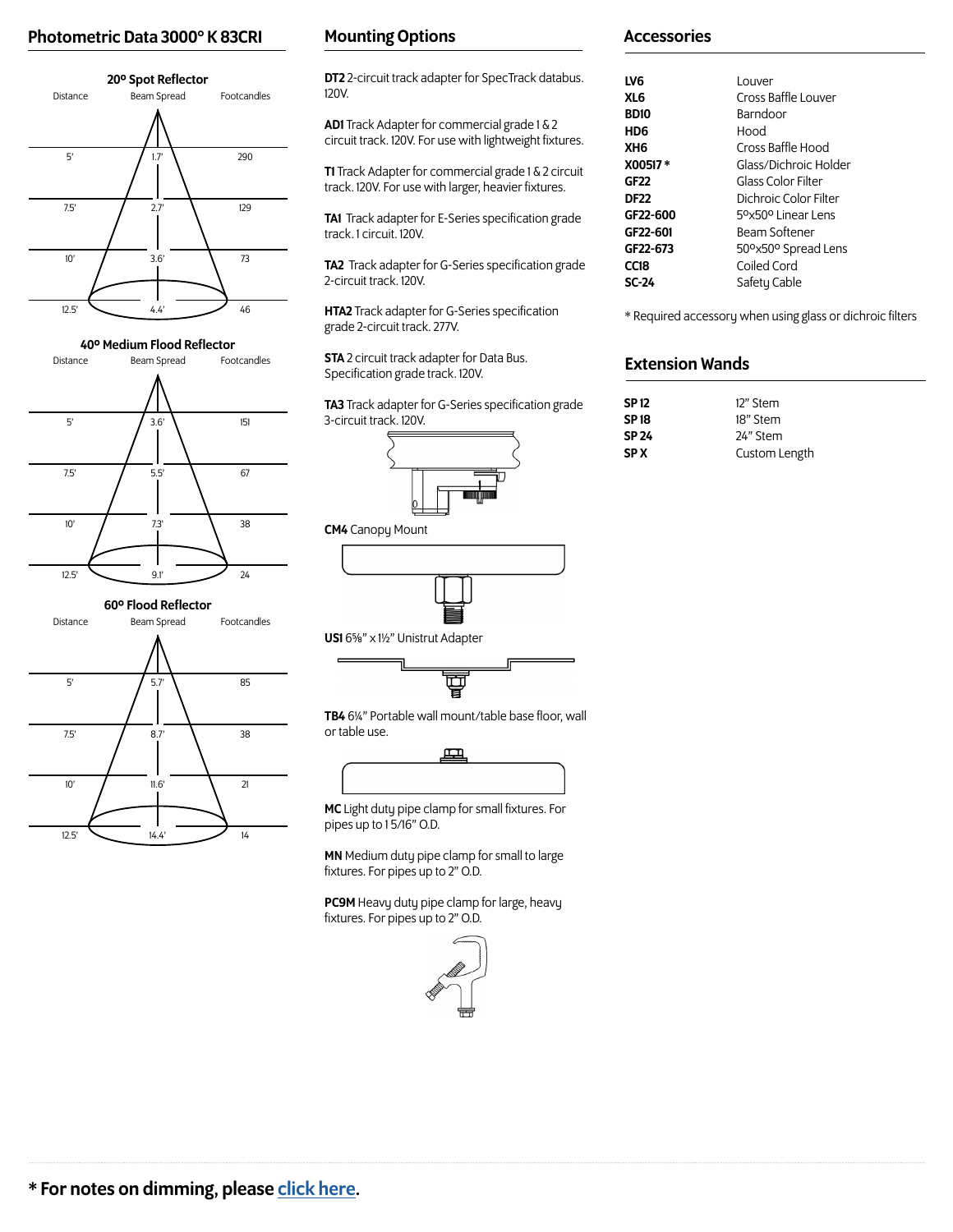## Photometric Data 3000° K 83CRI

### 20º Spot Reflector

| Distance | Beam Spread | Footcandles |
| --- | --- | --- |
| 5' | 1.7' | 290 |
| 7.5' | 2.7' | 129 |
| 10' | 3.6' | 73 |
| 12.5' | 4.4' | 46 |

### 40º Medium Flood Reflector

| Distance | Beam Spread | Footcandles |
| --- | --- | --- |
| 5' | 3.6' | 151 |
| 7.5' | 5.5' | 67 |
| 10' | 7.3' | 38 |
| 12.5' | 9.1' | 24 |

### 60º Flood Reflector

| Distance | Beam Spread | Footcandles |
| --- | --- | --- |
| 5' | 5.7' | 85 |
| 7.5' | 8.7' | 38 |
| 10' | 11.6' | 21 |
| 12.5' | 14.4' | 14 |

## Mounting Options

**DT2** 2-circuit track adapter for SpecTrack databus. 120V.

**AD1** Track Adapter for commercial grade 1 & 2 circuit track. 120V. For use with lightweight fixtures.

**T1** Track Adapter for commercial grade 1 & 2 circuit track. 120V. For use with larger, heavier fixtures.

**TA1** Track adapter for E-Series specification grade track. 1 circuit. 120V.

**TA2** Track adapter for G-Series specification grade 2-circuit track. 120V.

**HTA2** Track adapter for G-Series specification grade 2-circuit track. 277V.

**STA** 2 circuit track adapter for Data Bus. Specification grade track. 120V.

**TA3** Track adapter for G-Series specification grade 3-circuit track. 120V.

**CM4** Canopy Mount

**US1** 6⅝" x 1½" Unistrut Adapter

**TB4** 6¼" Portable wall mount/table base floor, wall or table use.

**MC** Light duty pipe clamp for small fixtures. For pipes up to 1 5/16" O.D.

**MN** Medium duty pipe clamp for small to large fixtures. For pipes up to 2" O.D.

**PC9M** Heavy duty pipe clamp for large, heavy fixtures. For pipes up to 2" O.D.

## Accessories

| | |
| --- | --- |
| **LV6** | Louver |
| **XL6** | Cross Baffle Louver |
| **BD10** | Barndoor |
| **HD6** | Hood |
| **XH6** | Cross Baffle Hood |
| **X00517 *** | Glass/Dichroic Holder |
| **GF22** | Glass Color Filter |
| **DF22** | Dichroic Color Filter |
| **GF22-600** | 5ºx50º Linear Lens |
| **GF22-601** | Beam Softener |
| **GF22-673** | 50ºx50º Spread Lens |
| **CC18** | Coiled Cord |
| **SC-24** | Safety Cable |

* Required accessory when using glass or dichroic filters

## Extension Wands

| | |
| --- | --- |
| **SP 12** | 12" Stem |
| **SP 18** | 18" Stem |
| **SP 24** | 24" Stem |
| **SP X** | Custom Length |

**\* For notes on dimming, please click here.**